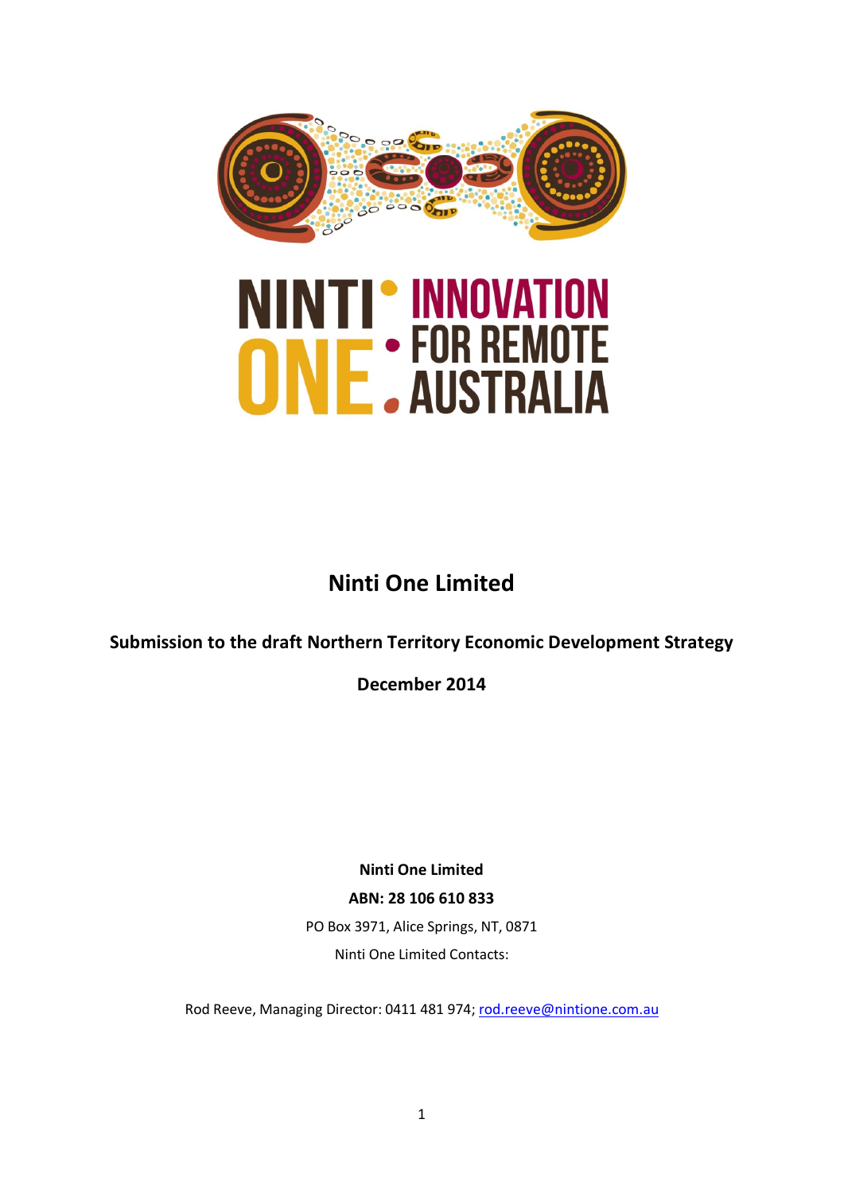NINTI ONE : INNOVATION FOR REMOTE AUSTRALIA

# Ninti One Limited

## Submission to the draft Northern Territory Economic Development Strategy

**December 2014**

**Ninti One Limited**

**ABN: 28 106 610 833**

PO Box 3971, Alice Springs, NT, 0871

Ninti One Limited Contacts:

Rod Reeve, Managing Director: 0411 481 974; rod.reeve@nintione.com.au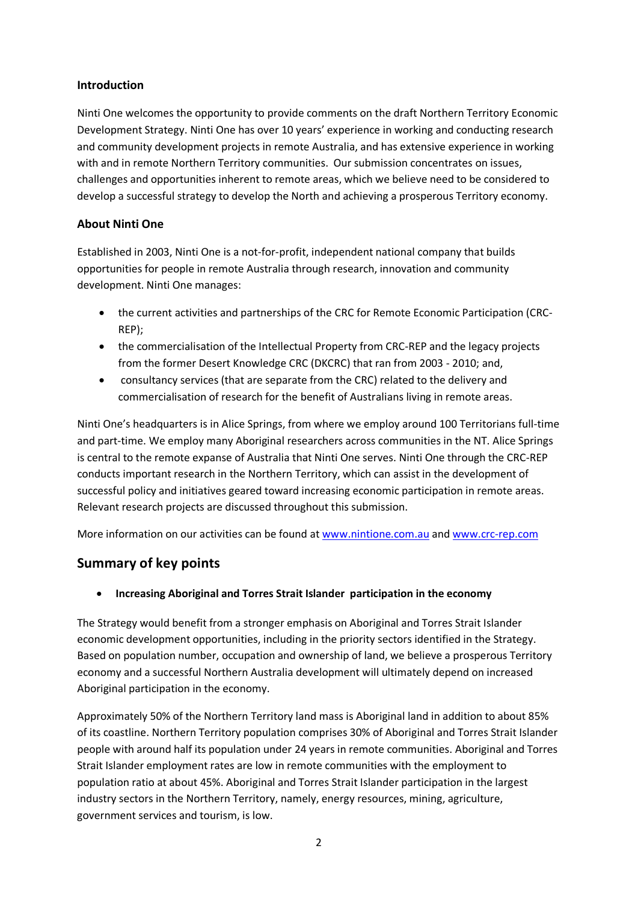### Introduction

Ninti One welcomes the opportunity to provide comments on the draft Northern Territory Economic Development Strategy. Ninti One has over 10 years' experience in working and conducting research and community development projects in remote Australia, and has extensive experience in working with and in remote Northern Territory communities. Our submission concentrates on issues, challenges and opportunities inherent to remote areas, which we believe need to be considered to develop a successful strategy to develop the North and achieving a prosperous Territory economy.

### About Ninti One

Established in 2003, Ninti One is a not-for-profit, independent national company that builds opportunities for people in remote Australia through research, innovation and community development. Ninti One manages:

- the current activities and partnerships of the CRC for Remote Economic Participation (CRC-REP);
- the commercialisation of the Intellectual Property from CRC-REP and the legacy projects from the former Desert Knowledge CRC (DKCRC) that ran from 2003 - 2010; and,
- consultancy services (that are separate from the CRC) related to the delivery and commercialisation of research for the benefit of Australians living in remote areas.

Ninti One's headquarters is in Alice Springs, from where we employ around 100 Territorians full-time and part-time. We employ many Aboriginal researchers across communities in the NT. Alice Springs is central to the remote expanse of Australia that Ninti One serves. Ninti One through the CRC-REP conducts important research in the Northern Territory, which can assist in the development of successful policy and initiatives geared toward increasing economic participation in remote areas. Relevant research projects are discussed throughout this submission.

More information on our activities can be found at [www.nintione.com.au](http://www.nintione.com.au) and [www.crc-rep.com](http://www.crc-rep.com)

## Summary of key points

- **Increasing Aboriginal and Torres Strait Islander participation in the economy**

The Strategy would benefit from a stronger emphasis on Aboriginal and Torres Strait Islander economic development opportunities, including in the priority sectors identified in the Strategy. Based on population number, occupation and ownership of land, we believe a prosperous Territory economy and a successful Northern Australia development will ultimately depend on increased Aboriginal participation in the economy.

Approximately 50% of the Northern Territory land mass is Aboriginal land in addition to about 85% of its coastline. Northern Territory population comprises 30% of Aboriginal and Torres Strait Islander people with around half its population under 24 years in remote communities. Aboriginal and Torres Strait Islander employment rates are low in remote communities with the employment to population ratio at about 45%. Aboriginal and Torres Strait Islander participation in the largest industry sectors in the Northern Territory, namely, energy resources, mining, agriculture, government services and tourism, is low.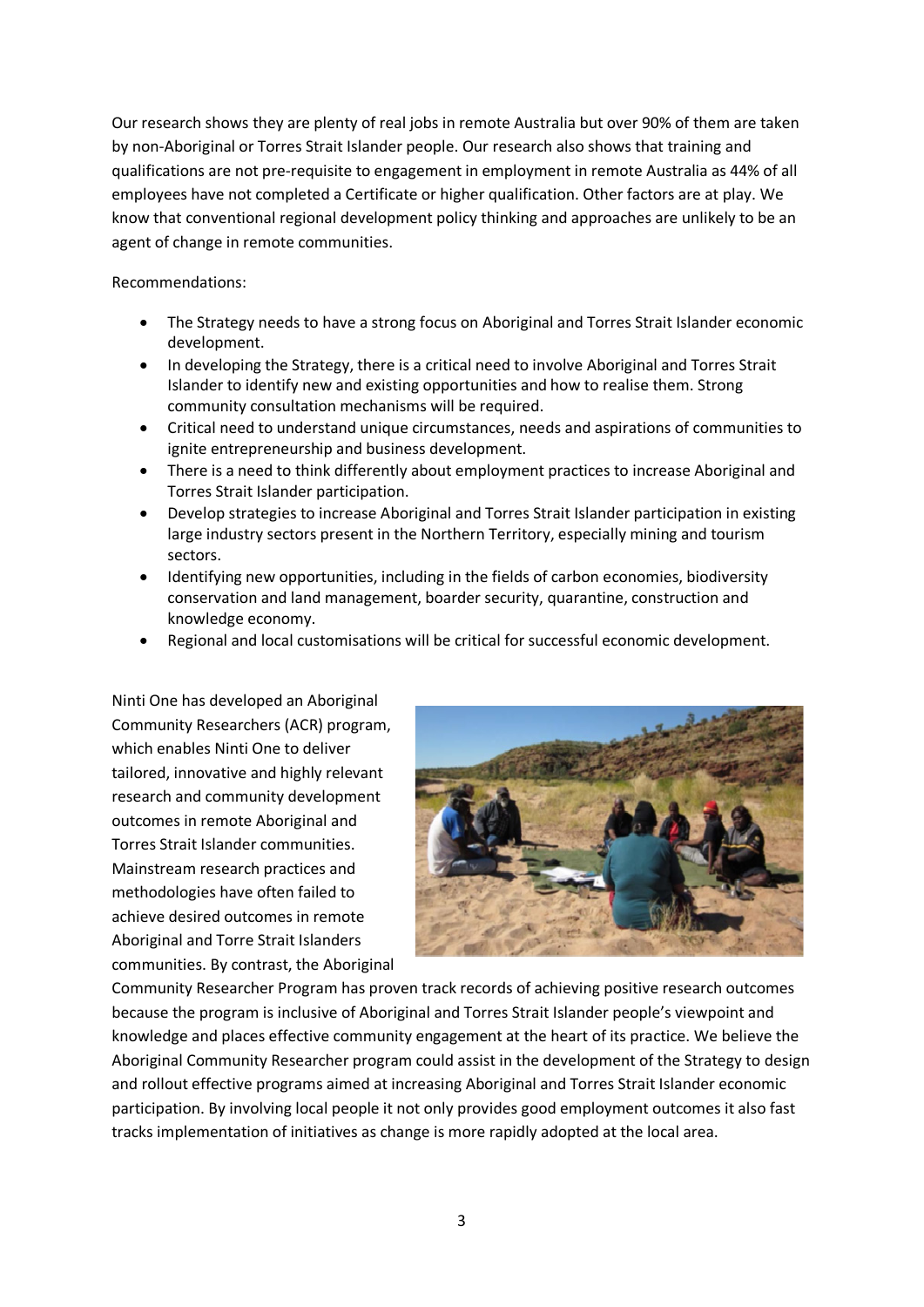Our research shows they are plenty of real jobs in remote Australia but over 90% of them are taken by non-Aboriginal or Torres Strait Islander people. Our research also shows that training and qualifications are not pre-requisite to engagement in employment in remote Australia as 44% of all employees have not completed a Certificate or higher qualification. Other factors are at play. We know that conventional regional development policy thinking and approaches are unlikely to be an agent of change in remote communities.

Recommendations:

- The Strategy needs to have a strong focus on Aboriginal and Torres Strait Islander economic development.
- In developing the Strategy, there is a critical need to involve Aboriginal and Torres Strait Islander to identify new and existing opportunities and how to realise them. Strong community consultation mechanisms will be required.
- Critical need to understand unique circumstances, needs and aspirations of communities to ignite entrepreneurship and business development.
- There is a need to think differently about employment practices to increase Aboriginal and Torres Strait Islander participation.
- Develop strategies to increase Aboriginal and Torres Strait Islander participation in existing large industry sectors present in the Northern Territory, especially mining and tourism sectors.
- Identifying new opportunities, including in the fields of carbon economies, biodiversity conservation and land management, boarder security, quarantine, construction and knowledge economy.
- Regional and local customisations will be critical for successful economic development.

Ninti One has developed an Aboriginal Community Researchers (ACR) program, which enables Ninti One to deliver tailored, innovative and highly relevant research and community development outcomes in remote Aboriginal and Torres Strait Islander communities. Mainstream research practices and methodologies have often failed to achieve desired outcomes in remote Aboriginal and Torre Strait Islanders communities. By contrast, the Aboriginal Community Researcher Program has proven track records of achieving positive research outcomes because the program is inclusive of Aboriginal and Torres Strait Islander people's viewpoint and knowledge and places effective community engagement at the heart of its practice. We believe the Aboriginal Community Researcher program could assist in the development of the Strategy to design and rollout effective programs aimed at increasing Aboriginal and Torres Strait Islander economic participation. By involving local people it not only provides good employment outcomes it also fast tracks implementation of initiatives as change is more rapidly adopted at the local area.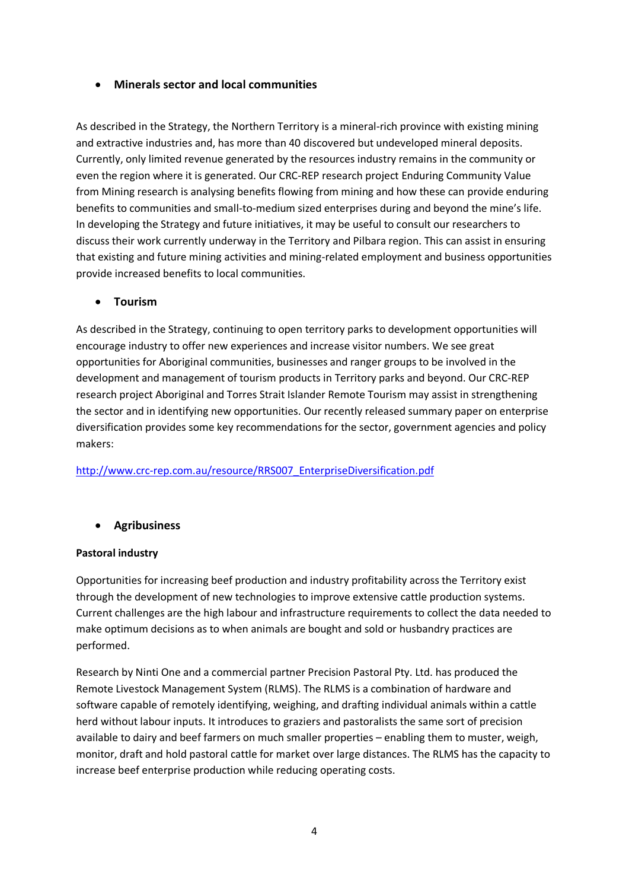- **Minerals sector and local communities**

As described in the Strategy, the Northern Territory is a mineral-rich province with existing mining and extractive industries and, has more than 40 discovered but undeveloped mineral deposits. Currently, only limited revenue generated by the resources industry remains in the community or even the region where it is generated. Our CRC-REP research project Enduring Community Value from Mining research is analysing benefits flowing from mining and how these can provide enduring benefits to communities and small-to-medium sized enterprises during and beyond the mine's life. In developing the Strategy and future initiatives, it may be useful to consult our researchers to discuss their work currently underway in the Territory and Pilbara region. This can assist in ensuring that existing and future mining activities and mining-related employment and business opportunities provide increased benefits to local communities.

- **Tourism**

As described in the Strategy, continuing to open territory parks to development opportunities will encourage industry to offer new experiences and increase visitor numbers. We see great opportunities for Aboriginal communities, businesses and ranger groups to be involved in the development and management of tourism products in Territory parks and beyond. Our CRC-REP research project Aboriginal and Torres Strait Islander Remote Tourism may assist in strengthening the sector and in identifying new opportunities. Our recently released summary paper on enterprise diversification provides some key recommendations for the sector, government agencies and policy makers:

http://www.crc-rep.com.au/resource/RRS007_EnterpriseDiversification.pdf

- **Agribusiness**

**Pastoral industry**

Opportunities for increasing beef production and industry profitability across the Territory exist through the development of new technologies to improve extensive cattle production systems. Current challenges are the high labour and infrastructure requirements to collect the data needed to make optimum decisions as to when animals are bought and sold or husbandry practices are performed.

Research by Ninti One and a commercial partner Precision Pastoral Pty. Ltd. has produced the Remote Livestock Management System (RLMS). The RLMS is a combination of hardware and software capable of remotely identifying, weighing, and drafting individual animals within a cattle herd without labour inputs. It introduces to graziers and pastoralists the same sort of precision available to dairy and beef farmers on much smaller properties – enabling them to muster, weigh, monitor, draft and hold pastoral cattle for market over large distances. The RLMS has the capacity to increase beef enterprise production while reducing operating costs.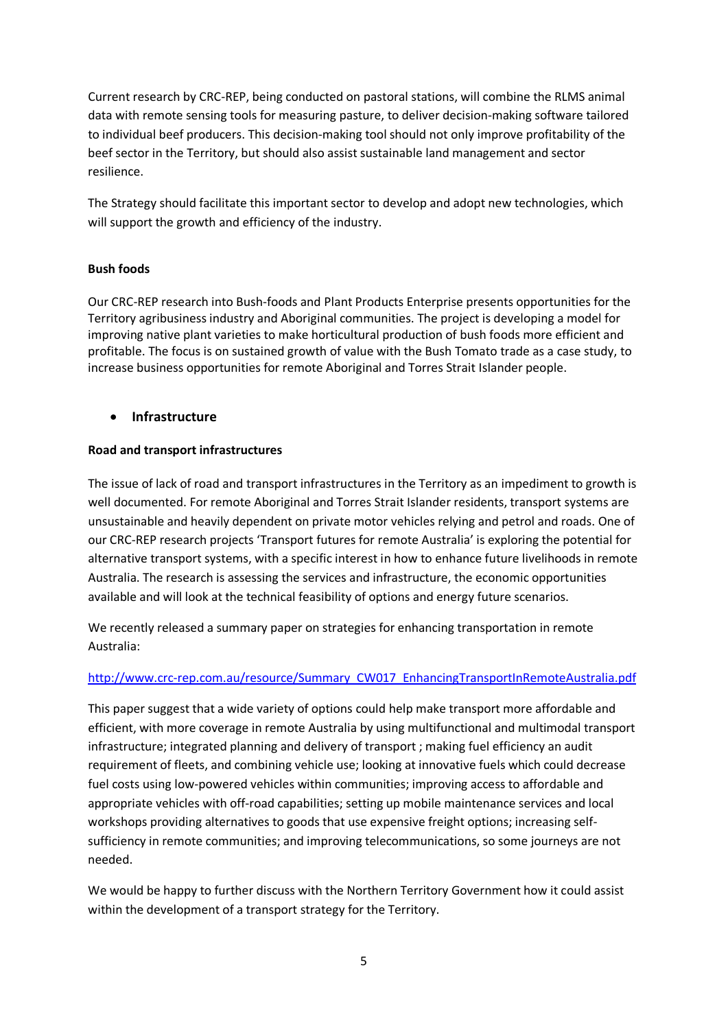Current research by CRC-REP, being conducted on pastoral stations, will combine the RLMS animal data with remote sensing tools for measuring pasture, to deliver decision-making software tailored to individual beef producers. This decision-making tool should not only improve profitability of the beef sector in the Territory, but should also assist sustainable land management and sector resilience.

The Strategy should facilitate this important sector to develop and adopt new technologies, which will support the growth and efficiency of the industry.

**Bush foods**

Our CRC-REP research into Bush-foods and Plant Products Enterprise presents opportunities for the Territory agribusiness industry and Aboriginal communities. The project is developing a model for improving native plant varieties to make horticultural production of bush foods more efficient and profitable. The focus is on sustained growth of value with the Bush Tomato trade as a case study, to increase business opportunities for remote Aboriginal and Torres Strait Islander people.

- **Infrastructure**

**Road and transport infrastructures**

The issue of lack of road and transport infrastructures in the Territory as an impediment to growth is well documented. For remote Aboriginal and Torres Strait Islander residents, transport systems are unsustainable and heavily dependent on private motor vehicles relying and petrol and roads. One of our CRC-REP research projects 'Transport futures for remote Australia' is exploring the potential for alternative transport systems, with a specific interest in how to enhance future livelihoods in remote Australia. The research is assessing the services and infrastructure, the economic opportunities available and will look at the technical feasibility of options and energy future scenarios.

We recently released a summary paper on strategies for enhancing transportation in remote Australia:

http://www.crc-rep.com.au/resource/Summary_CW017_EnhancingTransportInRemoteAustralia.pdf

This paper suggest that a wide variety of options could help make transport more affordable and efficient, with more coverage in remote Australia by using multifunctional and multimodal transport infrastructure; integrated planning and delivery of transport ; making fuel efficiency an audit requirement of fleets, and combining vehicle use; looking at innovative fuels which could decrease fuel costs using low-powered vehicles within communities; improving access to affordable and appropriate vehicles with off-road capabilities; setting up mobile maintenance services and local workshops providing alternatives to goods that use expensive freight options; increasing self-sufficiency in remote communities; and improving telecommunications, so some journeys are not needed.

We would be happy to further discuss with the Northern Territory Government how it could assist within the development of a transport strategy for the Territory.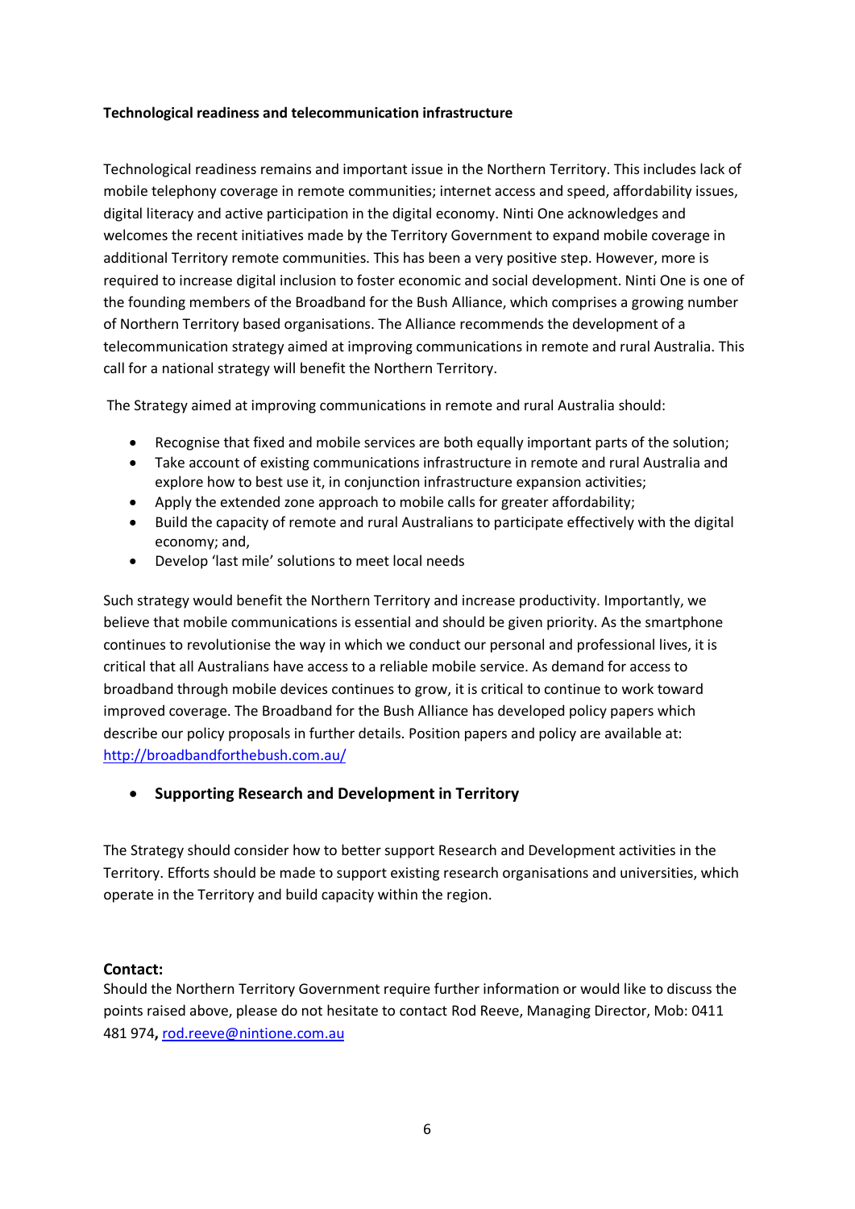**Technological readiness and telecommunication infrastructure**

Technological readiness remains and important issue in the Northern Territory. This includes lack of mobile telephony coverage in remote communities; internet access and speed, affordability issues, digital literacy and active participation in the digital economy. Ninti One acknowledges and welcomes the recent initiatives made by the Territory Government to expand mobile coverage in additional Territory remote communities. This has been a very positive step. However, more is required to increase digital inclusion to foster economic and social development. Ninti One is one of the founding members of the Broadband for the Bush Alliance, which comprises a growing number of Northern Territory based organisations. The Alliance recommends the development of a telecommunication strategy aimed at improving communications in remote and rural Australia. This call for a national strategy will benefit the Northern Territory.

The Strategy aimed at improving communications in remote and rural Australia should:

- Recognise that fixed and mobile services are both equally important parts of the solution;
- Take account of existing communications infrastructure in remote and rural Australia and explore how to best use it, in conjunction infrastructure expansion activities;
- Apply the extended zone approach to mobile calls for greater affordability;
- Build the capacity of remote and rural Australians to participate effectively with the digital economy; and,
- Develop 'last mile' solutions to meet local needs

Such strategy would benefit the Northern Territory and increase productivity. Importantly, we believe that mobile communications is essential and should be given priority. As the smartphone continues to revolutionise the way in which we conduct our personal and professional lives, it is critical that all Australians have access to a reliable mobile service. As demand for access to broadband through mobile devices continues to grow, it is critical to continue to work toward improved coverage. The Broadband for the Bush Alliance has developed policy papers which describe our policy proposals in further details. Position papers and policy are available at: http://broadbandforthebush.com.au/

- **Supporting Research and Development in Territory**

The Strategy should consider how to better support Research and Development activities in the Territory. Efforts should be made to support existing research organisations and universities, which operate in the Territory and build capacity within the region.

**Contact:**
Should the Northern Territory Government require further information or would like to discuss the points raised above, please do not hesitate to contact Rod Reeve, Managing Director, Mob: 0411 481 974**,** rod.reeve@nintione.com.au